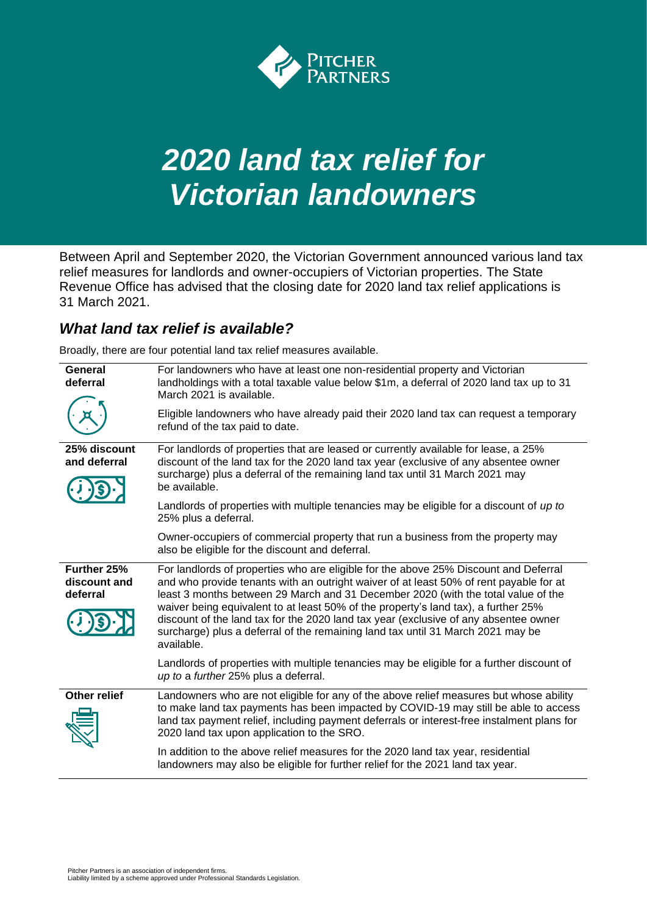# *2020 land tax relief for Victorian landowners*

Between April and September 2020, the Victorian Government announced various land tax relief measures for landlords and owner-occupiers of Victorian properties. The State Revenue Office has advised that the closing date for 2020 land tax relief applications is 31 March 2021.

## *What land tax relief is available?*

Broadly, there are four potential land tax relief measures available.

| | |
|---|---|
| **General deferral** | For landowners who have at least one non-residential property and Victorian landholdings with a total taxable value below $1m, a deferral of 2020 land tax up to 31 March 2021 is available.<br><br>Eligible landowners who have already paid their 2020 land tax can request a temporary refund of the tax paid to date. |
| **25% discount and deferral** | For landlords of properties that are leased or currently available for lease, a 25% discount of the land tax for the 2020 land tax year (exclusive of any absentee owner surcharge) plus a deferral of the remaining land tax until 31 March 2021 may be available.<br><br>Landlords of properties with multiple tenancies may be eligible for a discount of *up to* 25% plus a deferral.<br><br>Owner-occupiers of commercial property that run a business from the property may also be eligible for the discount and deferral. |
| **Further 25% discount and deferral** | For landlords of properties who are eligible for the above 25% Discount and Deferral and who provide tenants with an outright waiver of at least 50% of rent payable for at least 3 months between 29 March and 31 December 2020 (with the total value of the waiver being equivalent to at least 50% of the property's land tax), a further 25% discount of the land tax for the 2020 land tax year (exclusive of any absentee owner surcharge) plus a deferral of the remaining land tax until 31 March 2021 may be available.<br><br>Landlords of properties with multiple tenancies may be eligible for a further discount of *up to* a *further* 25% plus a deferral. |
| **Other relief** | Landowners who are not eligible for any of the above relief measures but whose ability to make land tax payments has been impacted by COVID-19 may still be able to access land tax payment relief, including payment deferrals or interest-free instalment plans for 2020 land tax upon application to the SRO.<br><br>In addition to the above relief measures for the 2020 land tax year, residential landowners may also be eligible for further relief for the 2021 land tax year. |

Pitcher Partners is an association of independent firms.
Liability limited by a scheme approved under Professional Standards Legislation.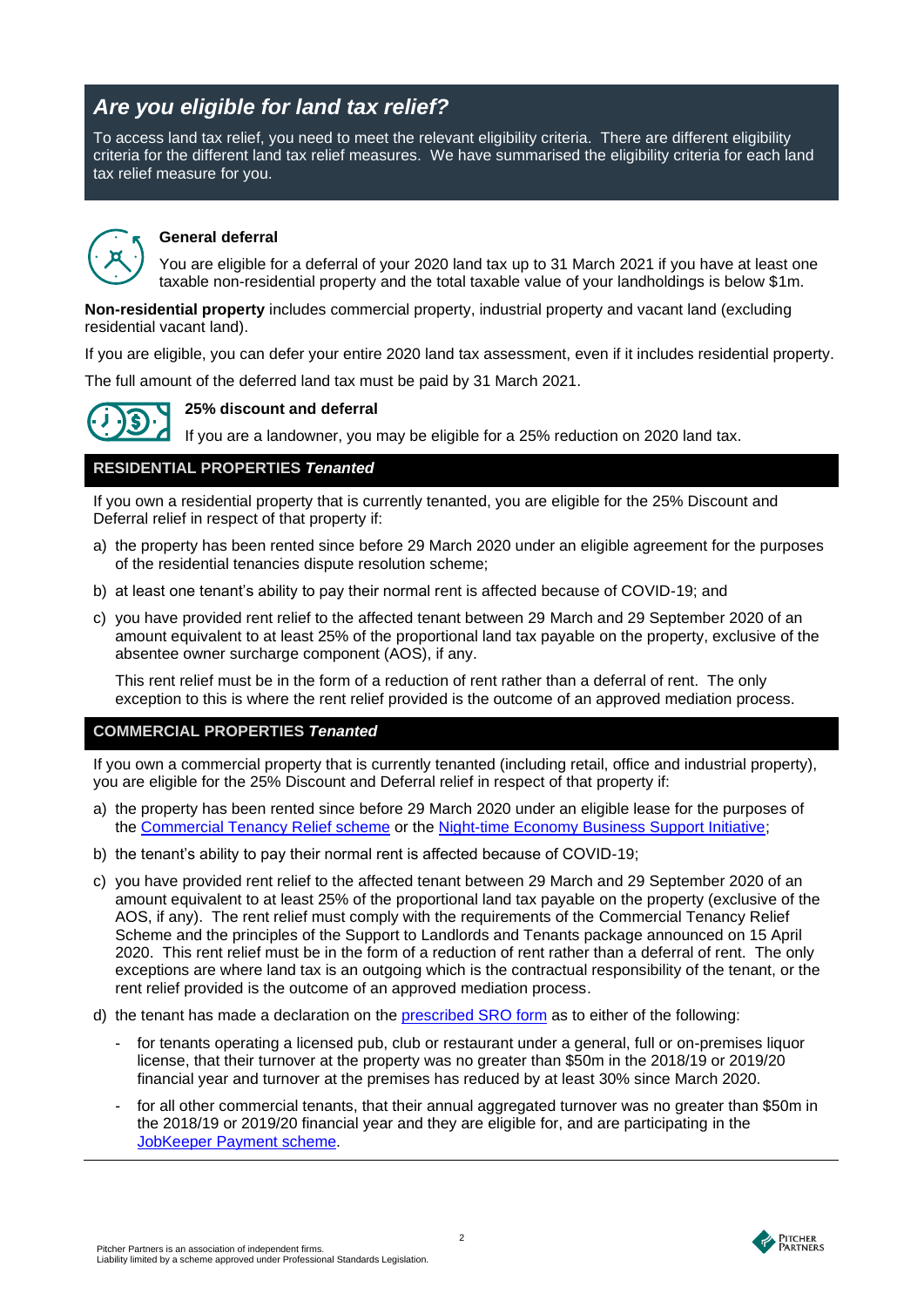## *Are you eligible for land tax relief?*

To access land tax relief, you need to meet the relevant eligibility criteria. There are different eligibility criteria for the different land tax relief measures. We have summarised the eligibility criteria for each land tax relief measure for you.

### General deferral

You are eligible for a deferral of your 2020 land tax up to 31 March 2021 if you have at least one taxable non-residential property and the total taxable value of your landholdings is below $1m.

**Non-residential property** includes commercial property, industrial property and vacant land (excluding residential vacant land).

If you are eligible, you can defer your entire 2020 land tax assessment, even if it includes residential property.

The full amount of the deferred land tax must be paid by 31 March 2021.

### 25% discount and deferral

If you are a landowner, you may be eligible for a 25% reduction on 2020 land tax.

#### RESIDENTIAL PROPERTIES *Tenanted*

If you own a residential property that is currently tenanted, you are eligible for the 25% Discount and Deferral relief in respect of that property if:

a) the property has been rented since before 29 March 2020 under an eligible agreement for the purposes of the residential tenancies dispute resolution scheme;

b) at least one tenant's ability to pay their normal rent is affected because of COVID-19; and

c) you have provided rent relief to the affected tenant between 29 March and 29 September 2020 of an amount equivalent to at least 25% of the proportional land tax payable on the property, exclusive of the absentee owner surcharge component (AOS), if any.

   This rent relief must be in the form of a reduction of rent rather than a deferral of rent. The only exception to this is where the rent relief provided is the outcome of an approved mediation process.

#### COMMERCIAL PROPERTIES *Tenanted*

If you own a commercial property that is currently tenanted (including retail, office and industrial property), you are eligible for the 25% Discount and Deferral relief in respect of that property if:

a) the property has been rented since before 29 March 2020 under an eligible lease for the purposes of the Commercial Tenancy Relief scheme or the Night-time Economy Business Support Initiative;

b) the tenant's ability to pay their normal rent is affected because of COVID-19;

c) you have provided rent relief to the affected tenant between 29 March and 29 September 2020 of an amount equivalent to at least 25% of the proportional land tax payable on the property (exclusive of the AOS, if any). The rent relief must comply with the requirements of the Commercial Tenancy Relief Scheme and the principles of the Support to Landlords and Tenants package announced on 15 April 2020. This rent relief must be in the form of a reduction of rent rather than a deferral of rent. The only exceptions are where land tax is an outgoing which is the contractual responsibility of the tenant, or the rent relief provided is the outcome of an approved mediation process.

d) the tenant has made a declaration on the prescribed SRO form as to either of the following:

   - for tenants operating a licensed pub, club or restaurant under a general, full or on-premises liquor license, that their turnover at the property was no greater than $50m in the 2018/19 or 2019/20 financial year and turnover at the premises has reduced by at least 30% since March 2020.
   - for all other commercial tenants, that their annual aggregated turnover was no greater than $50m in the 2018/19 or 2019/20 financial year and they are eligible for, and are participating in the JobKeeper Payment scheme.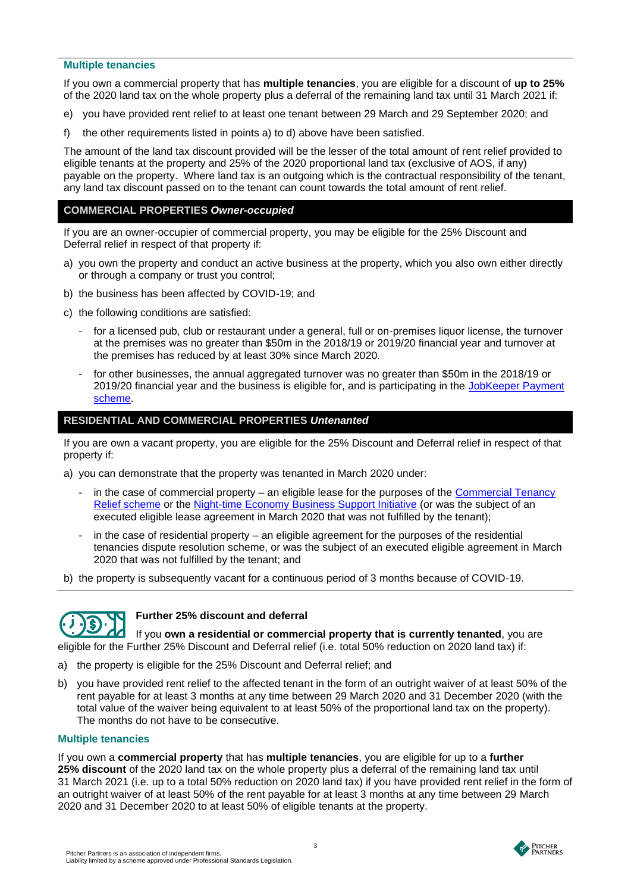#### Multiple tenancies

If you own a commercial property that has **multiple tenancies**, you are eligible for a discount of **up to 25%** of the 2020 land tax on the whole property plus a deferral of the remaining land tax until 31 March 2021 if:

e) you have provided rent relief to at least one tenant between 29 March and 29 September 2020; and

f) the other requirements listed in points a) to d) above have been satisfied.

The amount of the land tax discount provided will be the lesser of the total amount of rent relief provided to eligible tenants at the property and 25% of the 2020 proportional land tax (exclusive of AOS, if any) payable on the property. Where land tax is an outgoing which is the contractual responsibility of the tenant, any land tax discount passed on to the tenant can count towards the total amount of rent relief.

### COMMERCIAL PROPERTIES *Owner-occupied*

If you are an owner-occupier of commercial property, you may be eligible for the 25% Discount and Deferral relief in respect of that property if:

a) you own the property and conduct an active business at the property, which you also own either directly or through a company or trust you control;

b) the business has been affected by COVID-19; and

c) the following conditions are satisfied:

- for a licensed pub, club or restaurant under a general, full or on-premises liquor license, the turnover at the premises was no greater than $50m in the 2018/19 or 2019/20 financial year and turnover at the premises has reduced by at least 30% since March 2020.
- for other businesses, the annual aggregated turnover was no greater than $50m in the 2018/19 or 2019/20 financial year and the business is eligible for, and is participating in the JobKeeper Payment scheme.

### RESIDENTIAL AND COMMERCIAL PROPERTIES *Untenanted*

If you are own a vacant property, you are eligible for the 25% Discount and Deferral relief in respect of that property if:

a) you can demonstrate that the property was tenanted in March 2020 under:

- in the case of commercial property – an eligible lease for the purposes of the Commercial Tenancy Relief scheme or the Night-time Economy Business Support Initiative (or was the subject of an executed eligible lease agreement in March 2020 that was not fulfilled by the tenant);
- in the case of residential property – an eligible agreement for the purposes of the residential tenancies dispute resolution scheme, or was the subject of an executed eligible agreement in March 2020 that was not fulfilled by the tenant; and

b) the property is subsequently vacant for a continuous period of 3 months because of COVID-19.

#### Further 25% discount and deferral

If you **own a residential or commercial property that is currently tenanted**, you are eligible for the Further 25% Discount and Deferral relief (i.e. total 50% reduction on 2020 land tax) if:

a) the property is eligible for the 25% Discount and Deferral relief; and

b) you have provided rent relief to the affected tenant in the form of an outright waiver of at least 50% of the rent payable for at least 3 months at any time between 29 March 2020 and 31 December 2020 (with the total value of the waiver being equivalent to at least 50% of the proportional land tax on the property). The months do not have to be consecutive.

#### Multiple tenancies

If you own a **commercial property** that has **multiple tenancies**, you are eligible for up to a **further 25% discount** of the 2020 land tax on the whole property plus a deferral of the remaining land tax until 31 March 2021 (i.e. up to a total 50% reduction on 2020 land tax) if you have provided rent relief in the form of an outright waiver of at least 50% of the rent payable for at least 3 months at any time between 29 March 2020 and 31 December 2020 to at least 50% of eligible tenants at the property.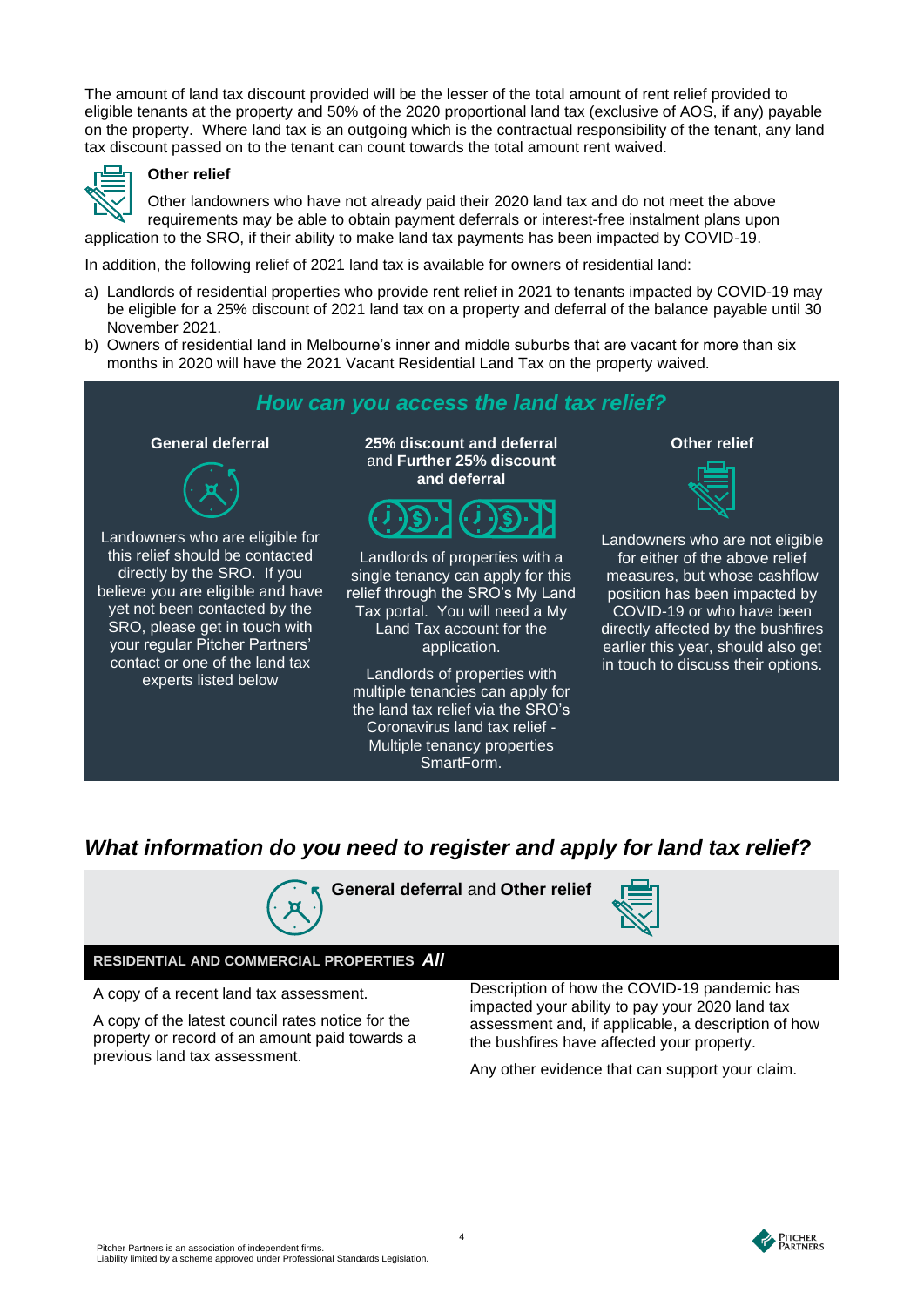The amount of land tax discount provided will be the lesser of the total amount of rent relief provided to eligible tenants at the property and 50% of the 2020 proportional land tax (exclusive of AOS, if any) payable on the property. Where land tax is an outgoing which is the contractual responsibility of the tenant, any land tax discount passed on to the tenant can count towards the total amount rent waived.

**Other relief**

Other landowners who have not already paid their 2020 land tax and do not meet the above requirements may be able to obtain payment deferrals or interest-free instalment plans upon application to the SRO, if their ability to make land tax payments has been impacted by COVID-19.

In addition, the following relief of 2021 land tax is available for owners of residential land:

a) Landlords of residential properties who provide rent relief in 2021 to tenants impacted by COVID-19 may be eligible for a 25% discount of 2021 land tax on a property and deferral of the balance payable until 30 November 2021.
b) Owners of residential land in Melbourne's inner and middle suburbs that are vacant for more than six months in 2020 will have the 2021 Vacant Residential Land Tax on the property waived.

## *How can you access the land tax relief?*

**General deferral**

Landowners who are eligible for this relief should be contacted directly by the SRO. If you believe you are eligible and have yet not been contacted by the SRO, please get in touch with your regular Pitcher Partners' contact or one of the land tax experts listed below

**25% discount and deferral** and **Further 25% discount and deferral**

Landlords of properties with a single tenancy can apply for this relief through the SRO's My Land Tax portal. You will need a My Land Tax account for the application.

Landlords of properties with multiple tenancies can apply for the land tax relief via the SRO's Coronavirus land tax relief - Multiple tenancy properties SmartForm.

**Other relief**

Landowners who are not eligible for either of the above relief measures, but whose cashflow position has been impacted by COVID-19 or who have been directly affected by the bushfires earlier this year, should also get in touch to discuss their options.

## *What information do you need to register and apply for land tax relief?*

**General deferral** and **Other relief**

**RESIDENTIAL AND COMMERCIAL PROPERTIES** ***All***

A copy of a recent land tax assessment.

A copy of the latest council rates notice for the property or record of an amount paid towards a previous land tax assessment.

Description of how the COVID-19 pandemic has impacted your ability to pay your 2020 land tax assessment and, if applicable, a description of how the bushfires have affected your property.

Any other evidence that can support your claim.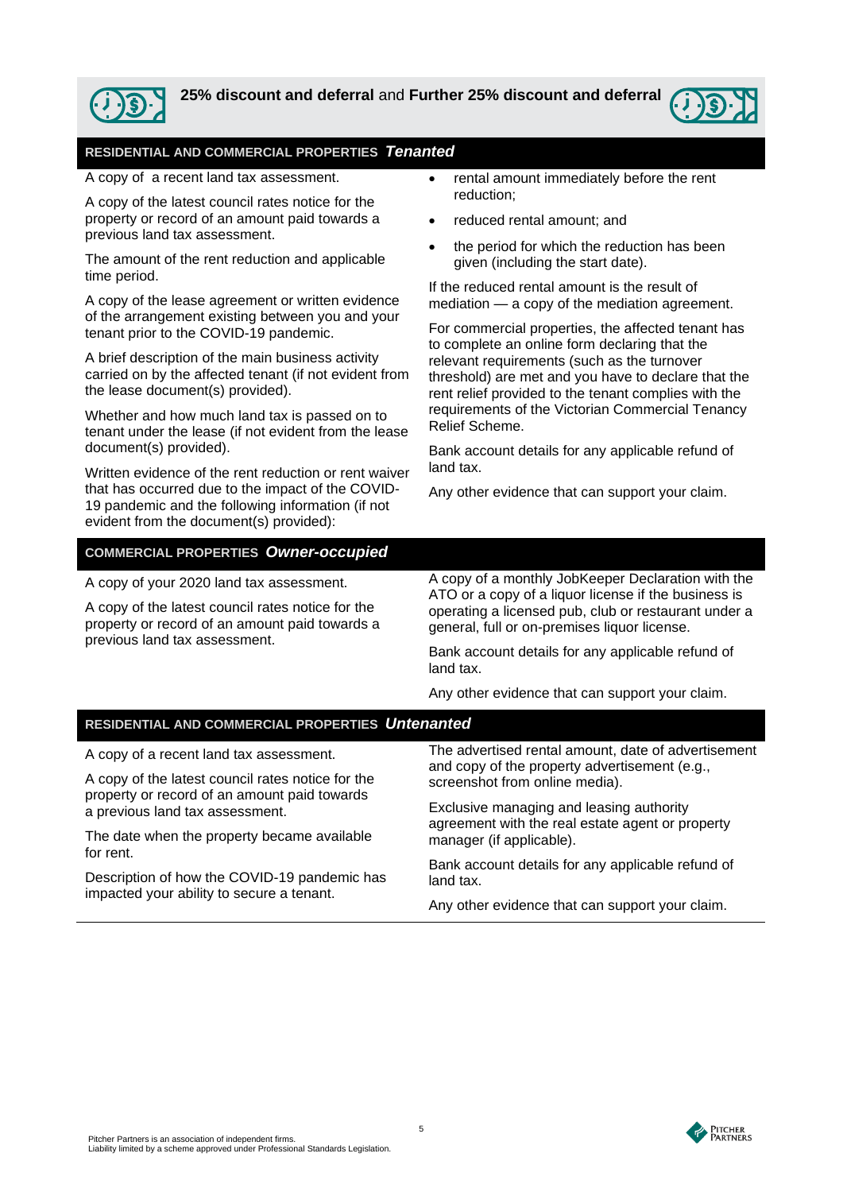## **25% discount and deferral** and **Further 25% discount and deferral**

### RESIDENTIAL AND COMMERCIAL PROPERTIES *Tenanted*

A copy of a recent land tax assessment.

A copy of the latest council rates notice for the property or record of an amount paid towards a previous land tax assessment.

The amount of the rent reduction and applicable time period.

A copy of the lease agreement or written evidence of the arrangement existing between you and your tenant prior to the COVID-19 pandemic.

A brief description of the main business activity carried on by the affected tenant (if not evident from the lease document(s) provided).

Whether and how much land tax is passed on to tenant under the lease (if not evident from the lease document(s) provided).

Written evidence of the rent reduction or rent waiver that has occurred due to the impact of the COVID-19 pandemic and the following information (if not evident from the document(s) provided):

- rental amount immediately before the rent reduction;
- reduced rental amount; and
- the period for which the reduction has been given (including the start date).

If the reduced rental amount is the result of mediation — a copy of the mediation agreement.

For commercial properties, the affected tenant has to complete an online form declaring that the relevant requirements (such as the turnover threshold) are met and you have to declare that the rent relief provided to the tenant complies with the requirements of the Victorian Commercial Tenancy Relief Scheme.

Bank account details for any applicable refund of land tax.

Any other evidence that can support your claim.

### COMMERCIAL PROPERTIES *Owner-occupied*

A copy of your 2020 land tax assessment.

A copy of the latest council rates notice for the property or record of an amount paid towards a previous land tax assessment.

A copy of a monthly JobKeeper Declaration with the ATO or a copy of a liquor license if the business is operating a licensed pub, club or restaurant under a general, full or on-premises liquor license.

Bank account details for any applicable refund of land tax.

Any other evidence that can support your claim.

### RESIDENTIAL AND COMMERCIAL PROPERTIES *Untenanted*

A copy of a recent land tax assessment.

A copy of the latest council rates notice for the property or record of an amount paid towards a previous land tax assessment.

The date when the property became available for rent.

Description of how the COVID-19 pandemic has impacted your ability to secure a tenant.

The advertised rental amount, date of advertisement and copy of the property advertisement (e.g., screenshot from online media).

Exclusive managing and leasing authority agreement with the real estate agent or property manager (if applicable).

Bank account details for any applicable refund of land tax.

Any other evidence that can support your claim.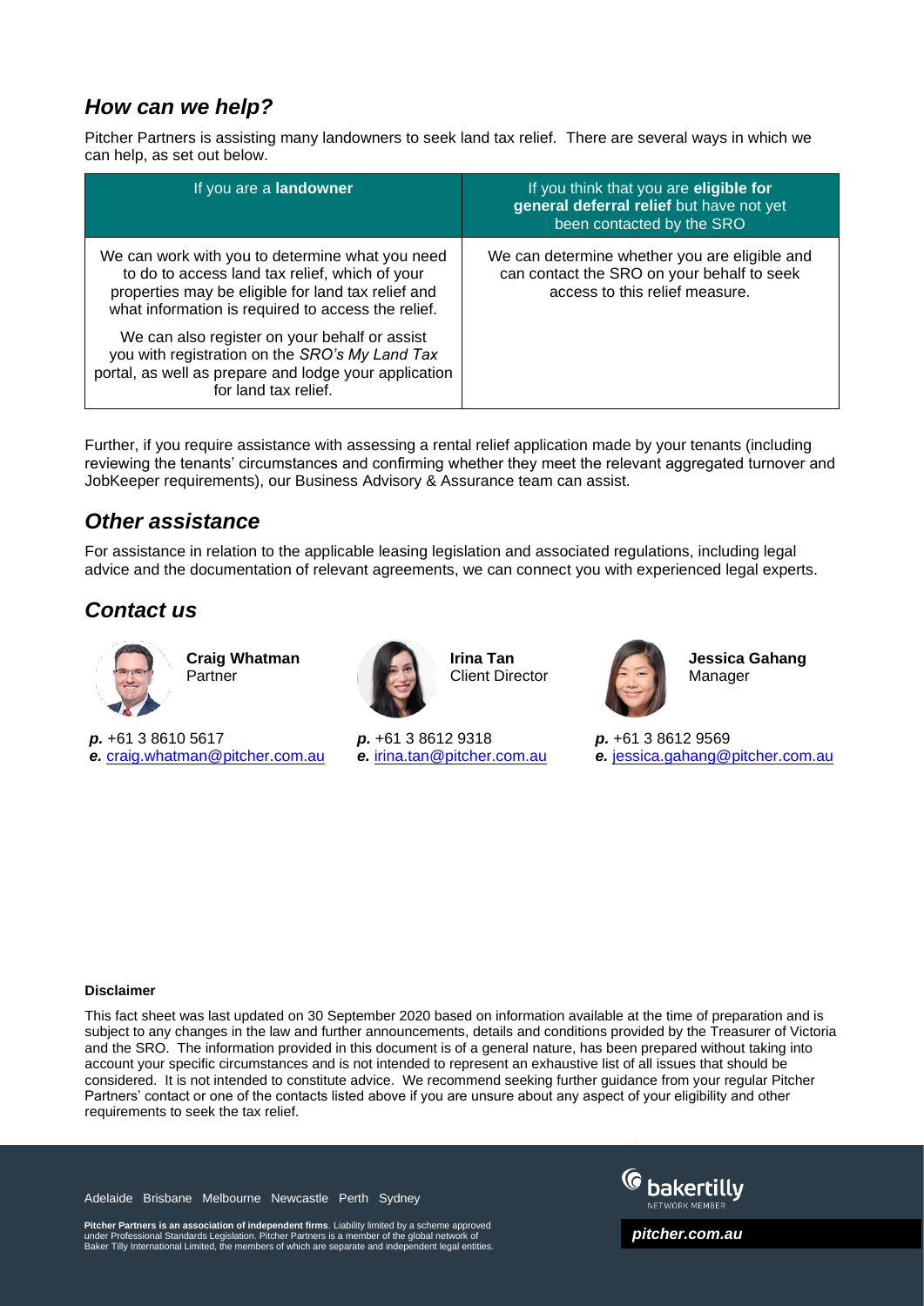## *How can we help?*

Pitcher Partners is assisting many landowners to seek land tax relief. There are several ways in which we can help, as set out below.

| If you are a **landowner** | If you think that you are **eligible for general deferral relief** but have not yet been contacted by the SRO |
|---|---|
| We can work with you to determine what you need to do to access land tax relief, which of your properties may be eligible for land tax relief and what information is required to access the relief. We can also register on your behalf or assist you with registration on the *SRO's My Land Tax* portal, as well as prepare and lodge your application for land tax relief. | We can determine whether you are eligible and can contact the SRO on your behalf to seek access to this relief measure. |

Further, if you require assistance with assessing a rental relief application made by your tenants (including reviewing the tenants' circumstances and confirming whether they meet the relevant aggregated turnover and JobKeeper requirements), our Business Advisory & Assurance team can assist.

## *Other assistance*

For assistance in relation to the applicable leasing legislation and associated regulations, including legal advice and the documentation of relevant agreements, we can connect you with experienced legal experts.

## *Contact us*

**Craig Whatman**
Partner

***p.*** +61 3 8610 5617
***e.*** craig.whatman@pitcher.com.au

**Irina Tan**
Client Director

***p.*** +61 3 8612 9318
***e.*** irina.tan@pitcher.com.au

**Jessica Gahang**
Manager

***p.*** +61 3 8612 9569
***e.*** jessica.gahang@pitcher.com.au

**Disclaimer**

This fact sheet was last updated on 30 September 2020 based on information available at the time of preparation and is subject to any changes in the law and further announcements, details and conditions provided by the Treasurer of Victoria and the SRO. The information provided in this document is of a general nature, has been prepared without taking into account your specific circumstances and is not intended to represent an exhaustive list of all issues that should be considered. It is not intended to constitute advice. We recommend seeking further guidance from your regular Pitcher Partners' contact or one of the contacts listed above if you are unsure about any aspect of your eligibility and other requirements to seek the tax relief.

Adelaide Brisbane Melbourne Newcastle Perth Sydney

**Pitcher Partners is an association of independent firms**. Liability limited by a scheme approved under Professional Standards Legislation. Pitcher Partners is a member of the global network of Baker Tilly International Limited, the members of which are separate and independent legal entities.

bakertilly NETWORK MEMBER

***pitcher.com.au***